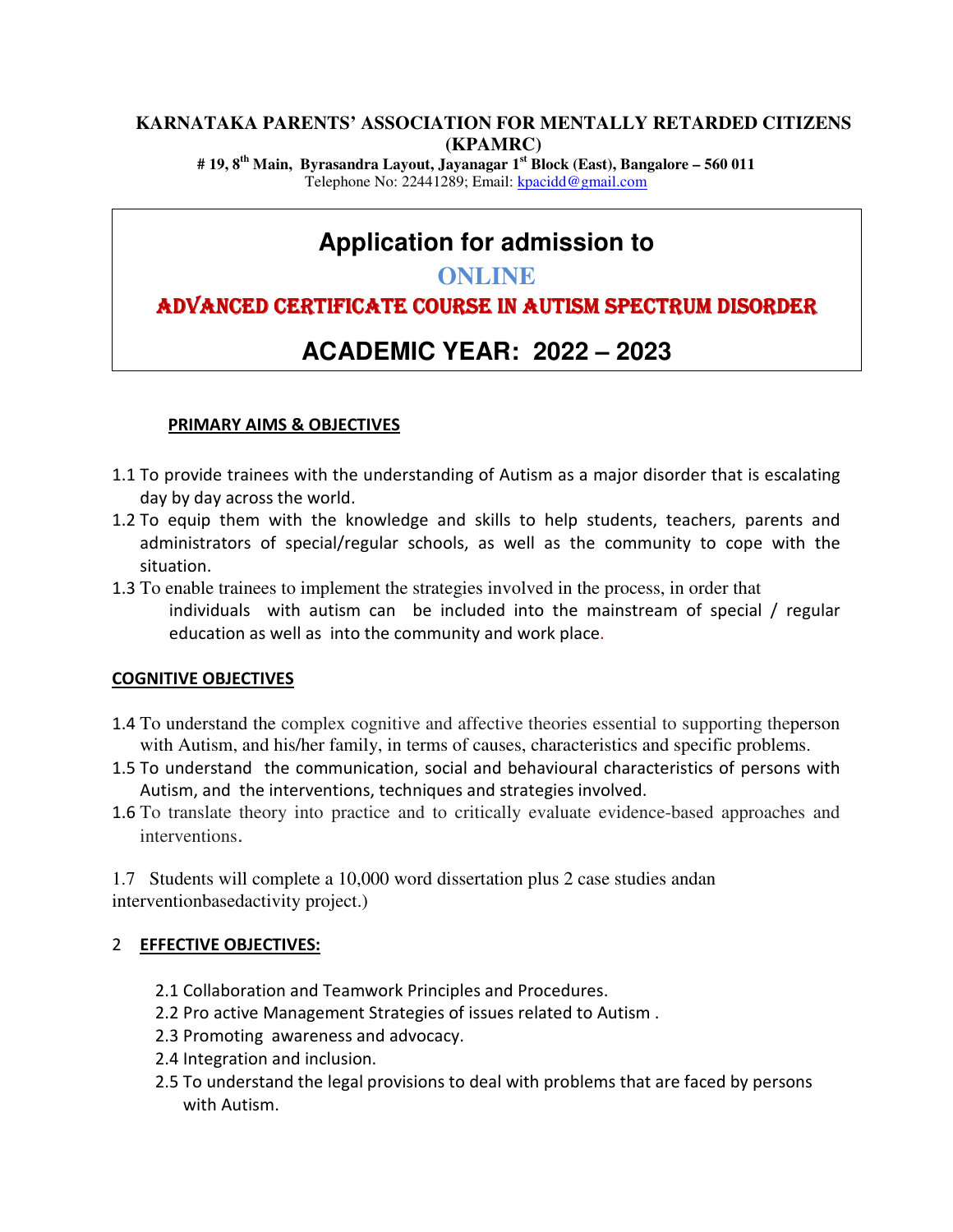**KARNATAKA PARENTS' ASSOCIATION FOR MENTALLY RETARDED CITIZENS (KPAMRC)**

**# 19, 8th Main, Byrasandra Layout, Jayanagar 1st Block (East), Bangalore – 560 011**

Telephone No: 22441289; Email: kpacidd@gmail.com

# Application for admission to

## ONLINE

## ADVANCED CERTIFICATE COURSE IN AUTISM SPECTRUM DISORDER

## ACADEMIC YEAR: 2022 – 2023

**PRIMARY AIMS & OBJECTIVES**

1.1 To provide trainees with the understanding of Autism as a major disorder that is escalating day by day across the world.

1.2 To equip them with the knowledge and skills to help students, teachers, parents and administrators of special/regular schools, as well as the community to cope with the situation.

1.3 To enable trainees to implement the strategies involved in the process, in order that individuals with autism can be included into the mainstream of special / regular education as well as into the community and work place.

**COGNITIVE OBJECTIVES**

1.4 To understand the complex cognitive and affective theories essential to supporting theperson with Autism, and his/her family, in terms of causes, characteristics and specific problems.

1.5 To understand the communication, social and behavioural characteristics of persons with Autism, and the interventions, techniques and strategies involved.

1.6 To translate theory into practice and to critically evaluate evidence-based approaches and interventions.

1.7 Students will complete a 10,000 word dissertation plus 2 case studies andan interventionbasedactivity project.)

2 **EFFECTIVE OBJECTIVES:**

2.1 Collaboration and Teamwork Principles and Procedures.

2.2 Pro active Management Strategies of issues related to Autism .

2.3 Promoting awareness and advocacy.

2.4 Integration and inclusion.

2.5 To understand the legal provisions to deal with problems that are faced by persons with Autism.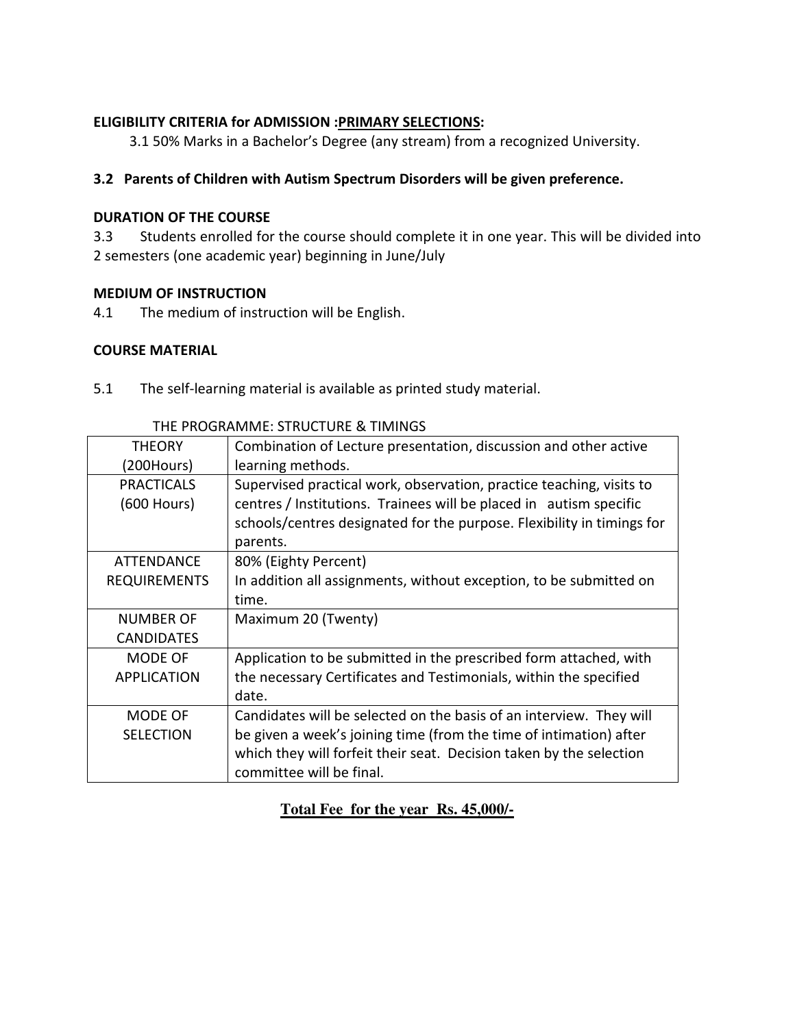**ELIGIBILITY CRITERIA for ADMISSION :<u>PRIMARY SELECTIONS</u>:**

3.1 50% Marks in a Bachelor's Degree (any stream) from a recognized University.

**3.2 Parents of Children with Autism Spectrum Disorders will be given preference.**

**DURATION OF THE COURSE**

3.3 Students enrolled for the course should complete it in one year. This will be divided into 2 semesters (one academic year) beginning in June/July

**MEDIUM OF INSTRUCTION**

4.1 The medium of instruction will be English.

**COURSE MATERIAL**

5.1 The self-learning material is available as printed study material.

THE PROGRAMME: STRUCTURE & TIMINGS

| | |
|---|---|
| THEORY (200Hours) | Combination of Lecture presentation, discussion and other active learning methods. |
| PRACTICALS (600 Hours) | Supervised practical work, observation, practice teaching, visits to centres / Institutions. Trainees will be placed in autism specific schools/centres designated for the purpose. Flexibility in timings for parents. |
| ATTENDANCE REQUIREMENTS | 80% (Eighty Percent)<br>In addition all assignments, without exception, to be submitted on time. |
| NUMBER OF CANDIDATES | Maximum 20 (Twenty) |
| MODE OF APPLICATION | Application to be submitted in the prescribed form attached, with the necessary Certificates and Testimonials, within the specified date. |
| MODE OF SELECTION | Candidates will be selected on the basis of an interview. They will be given a week's joining time (from the time of intimation) after which they will forfeit their seat. Decision taken by the selection committee will be final. |

**<u>Total Fee for the year Rs. 45,000/-</u>**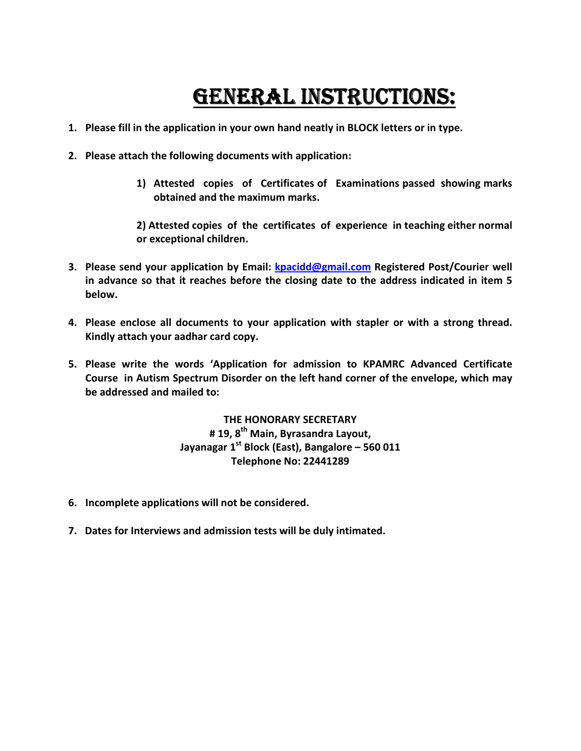# GENERAL INSTRUCTIONS:

1. **Please fill in the application in your own hand neatly in BLOCK letters or in type.**

2. **Please attach the following documents with application:**

   **1) Attested copies of Certificates of Examinations passed showing marks obtained and the maximum marks.**

   **2) Attested copies of the certificates of experience in teaching either normal or exceptional children.**

3. **Please send your application by Email: [kpacidd@gmail.com](mailto:kpacidd@gmail.com) Registered Post/Courier well in advance so that it reaches before the closing date to the address indicated in item 5 below.**

4. **Please enclose all documents to your application with stapler or with a strong thread. Kindly attach your aadhar card copy.**

5. **Please write the words 'Application for admission to KPAMRC Advanced Certificate Course in Autism Spectrum Disorder on the left hand corner of the envelope, which may be addressed and mailed to:**

   **THE HONORARY SECRETARY**
   **# 19, 8th Main, Byrasandra Layout,**
   **Jayanagar 1st Block (East), Bangalore – 560 011**
   **Telephone No: 22441289**

6. **Incomplete applications will not be considered.**

7. **Dates for Interviews and admission tests will be duly intimated.**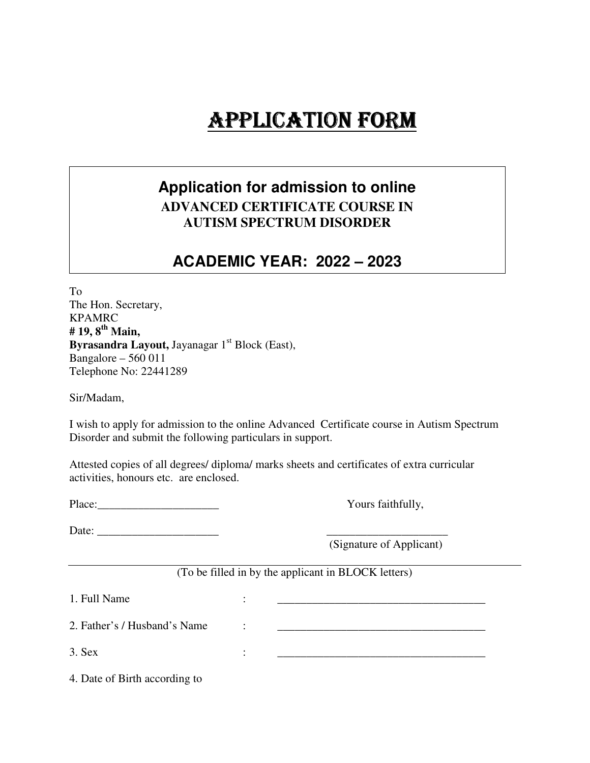# APPLICATION FORM

**Application for admission to online**
**ADVANCED CERTIFICATE COURSE IN AUTISM SPECTRUM DISORDER**

**ACADEMIC YEAR: 2022 – 2023**

To
The Hon. Secretary,
KPAMRC
**# 19, 8th Main,**
**Byrasandra Layout,** Jayanagar 1st Block (East),
Bangalore – 560 011
Telephone No: 22441289

Sir/Madam,

I wish to apply for admission to the online Advanced Certificate course in Autism Spectrum Disorder and submit the following particulars in support.

Attested copies of all degrees/ diploma/ marks sheets and certificates of extra curricular activities, honours etc. are enclosed.

Place:_____________________ Yours faithfully,

Date: _____________________ _____________________
(Signature of Applicant)

(To be filled in by the applicant in BLOCK letters)

1. Full Name : _____________________________________

2. Father's / Husband's Name : _____________________________________

3. Sex : _____________________________________

4. Date of Birth according to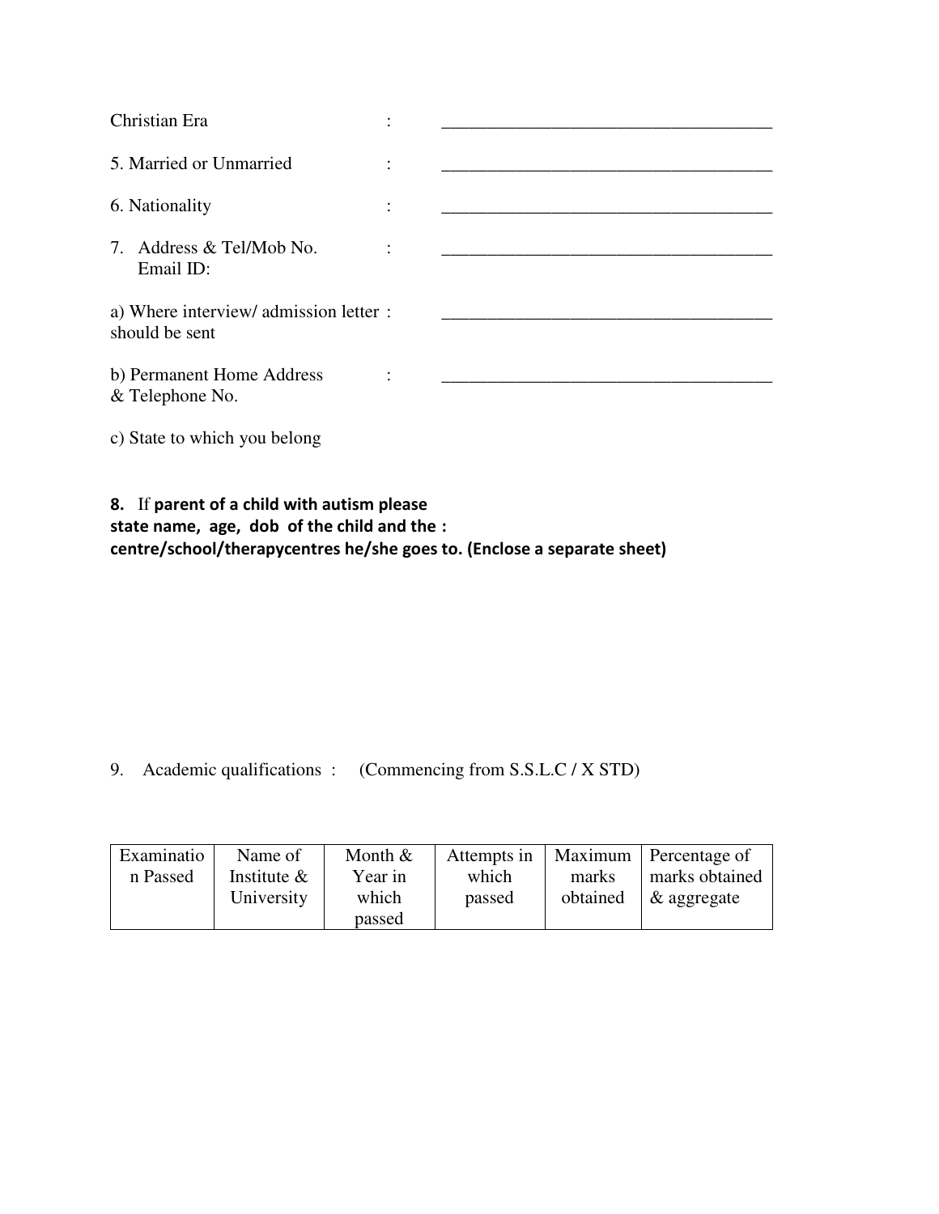Christian Era : ___________________________________

5. Married or Unmarried : ___________________________________

6. Nationality : ___________________________________

7. Address & Tel/Mob No. : ___________________________________
   Email ID:

a) Where interview/ admission letter : ___________________________________
should be sent

b) Permanent Home Address : ___________________________________
& Telephone No.

c) State to which you belong

**8.** If **parent of a child with autism please state name, age, dob of the child and the : centre/school/therapycentres he/she goes to. (Enclose a separate sheet)**

9. Academic qualifications : (Commencing from S.S.L.C / X STD)

| Examination Passed | Name of Institute & University | Month & Year in which passed | Attempts in which passed | Maximum marks obtained | Percentage of marks obtained & aggregate |
|---|---|---|---|---|---|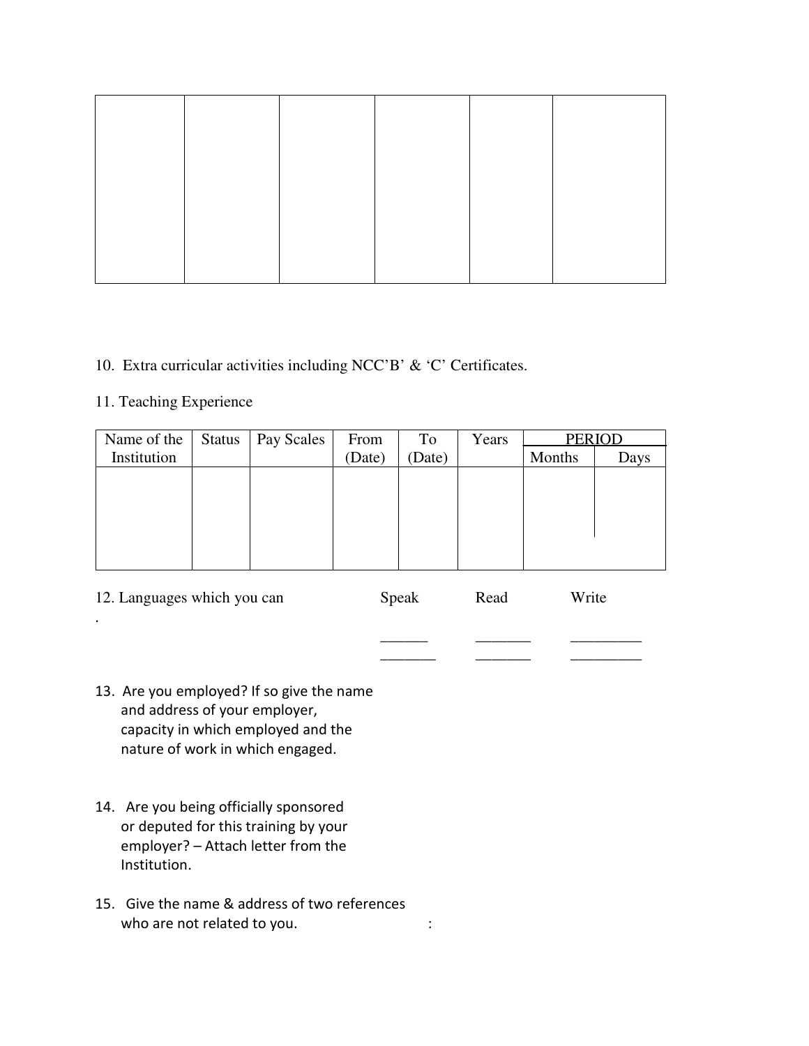| | | | | | |
|---|---|---|---|---|---|
| | | | | | |

10. Extra curricular activities including NCC'B' & 'C' Certificates.

11. Teaching Experience

| Name of the Institution | Status | Pay Scales | From (Date) | To (Date) | Years | PERIOD | |
|---|---|---|---|---|---|---|---|
| | | | | | | Months | Days |
| | | | | | | | |

12. Languages which you can

| | Speak | Read | Write |
|---|---|---|---|
| | ______ | _______ | _________ |
| | _______ | _______ | _________ |

13. Are you employed? If so give the name and address of your employer, capacity in which employed and the nature of work in which engaged.

14. Are you being officially sponsored or deputed for this training by your employer? – Attach letter from the Institution.

15. Give the name & address of two references who are not related to you. :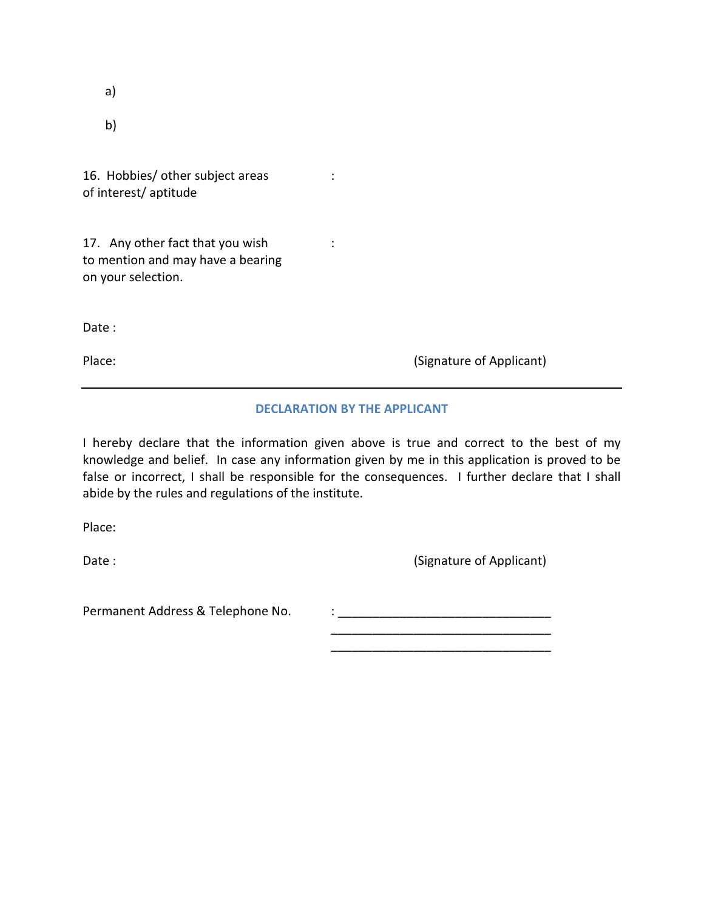a)

b)

16. Hobbies/ other subject areas of interest/ aptitude :

17. Any other fact that you wish to mention and may have a bearing on your selection. :

Date :

Place: (Signature of Applicant)

---

## DECLARATION BY THE APPLICANT

I hereby declare that the information given above is true and correct to the best of my knowledge and belief. In case any information given by me in this application is proved to be false or incorrect, I shall be responsible for the consequences. I further declare that I shall abide by the rules and regulations of the institute.

Place:

Date : (Signature of Applicant)

Permanent Address & Telephone No. : _______________________________
_______________________________
_______________________________